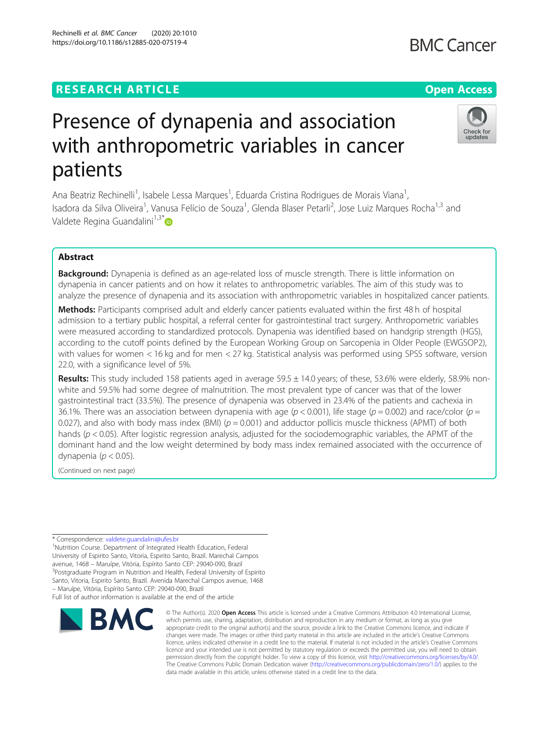RESEARCH ARTICLE

Open Access

# Presence of dynapenia and association with anthropometric variables in cancer patients

Ana Beatriz Rechinelli[1], Isabele Lessa Marques[1], Eduarda Cristina Rodrigues de Morais Viana[1], Isadora da Silva Oliveira[1], Vanusa Felício de Souza[1], Glenda Blaser Petarli[2], Jose Luiz Marques Rocha[1,3] and Valdete Regina Guandalini[1,3*]

## Abstract

**Background:** Dynapenia is defined as an age-related loss of muscle strength. There is little information on dynapenia in cancer patients and on how it relates to anthropometric variables. The aim of this study was to analyze the presence of dynapenia and its association with anthropometric variables in hospitalized cancer patients.

**Methods:** Participants comprised adult and elderly cancer patients evaluated within the first 48 h of hospital admission to a tertiary public hospital, a referral center for gastrointestinal tract surgery. Anthropometric variables were measured according to standardized protocols. Dynapenia was identified based on handgrip strength (HGS), according to the cutoff points defined by the European Working Group on Sarcopenia in Older People (EWGSOP2), with values for women < 16 kg and for men < 27 kg. Statistical analysis was performed using SPSS software, version 22.0, with a significance level of 5%.

**Results:** This study included 158 patients aged in average 59.5 ± 14.0 years; of these, 53.6% were elderly, 58.9% non-white and 59.5% had some degree of malnutrition. The most prevalent type of cancer was that of the lower gastrointestinal tract (33.5%). The presence of dynapenia was observed in 23.4% of the patients and cachexia in 36.1%. There was an association between dynapenia with age ($p < 0.001$), life stage ($p = 0.002$) and race/color ($p = 0.027$), and also with body mass index (BMI) ($p = 0.001$) and adductor pollicis muscle thickness (APMT) of both hands ($p < 0.05$). After logistic regression analysis, adjusted for the sociodemographic variables, the APMT of the dominant hand and the low weight determined by body mass index remained associated with the occurrence of dynapenia ($p < 0.05$).

(Continued on next page)

* Correspondence: valdete.guandalini@ufes.br

[1]Nutrition Course. Department of Integrated Health Education, Federal University of Espirito Santo, Vitoria, Espirito Santo, Brazil. Marechal Campos avenue, 1468 – Maruípe, Vitória, Espírito Santo CEP: 29040-090, Brazil

[3]Postgraduate Program in Nutrition and Health, Federal University of Espirito Santo, Vitoria, Espirito Santo, Brazil. Avenida Marechal Campos avenue, 1468 – Maruípe, Vitória, Espírito Santo CEP: 29040-090, Brazil

Full list of author information is available at the end of the article

© The Author(s). 2020 **Open Access** This article is licensed under a Creative Commons Attribution 4.0 International License, which permits use, sharing, adaptation, distribution and reproduction in any medium or format, as long as you give appropriate credit to the original author(s) and the source, provide a link to the Creative Commons licence, and indicate if changes were made. The images or other third party material in this article are included in the article's Creative Commons licence, unless indicated otherwise in a credit line to the material. If material is not included in the article's Creative Commons licence and your intended use is not permitted by statutory regulation or exceeds the permitted use, you will need to obtain permission directly from the copyright holder. To view a copy of this licence, visit http://creativecommons.org/licenses/by/4.0/. The Creative Commons Public Domain Dedication waiver (http://creativecommons.org/publicdomain/zero/1.0/) applies to the data made available in this article, unless otherwise stated in a credit line to the data.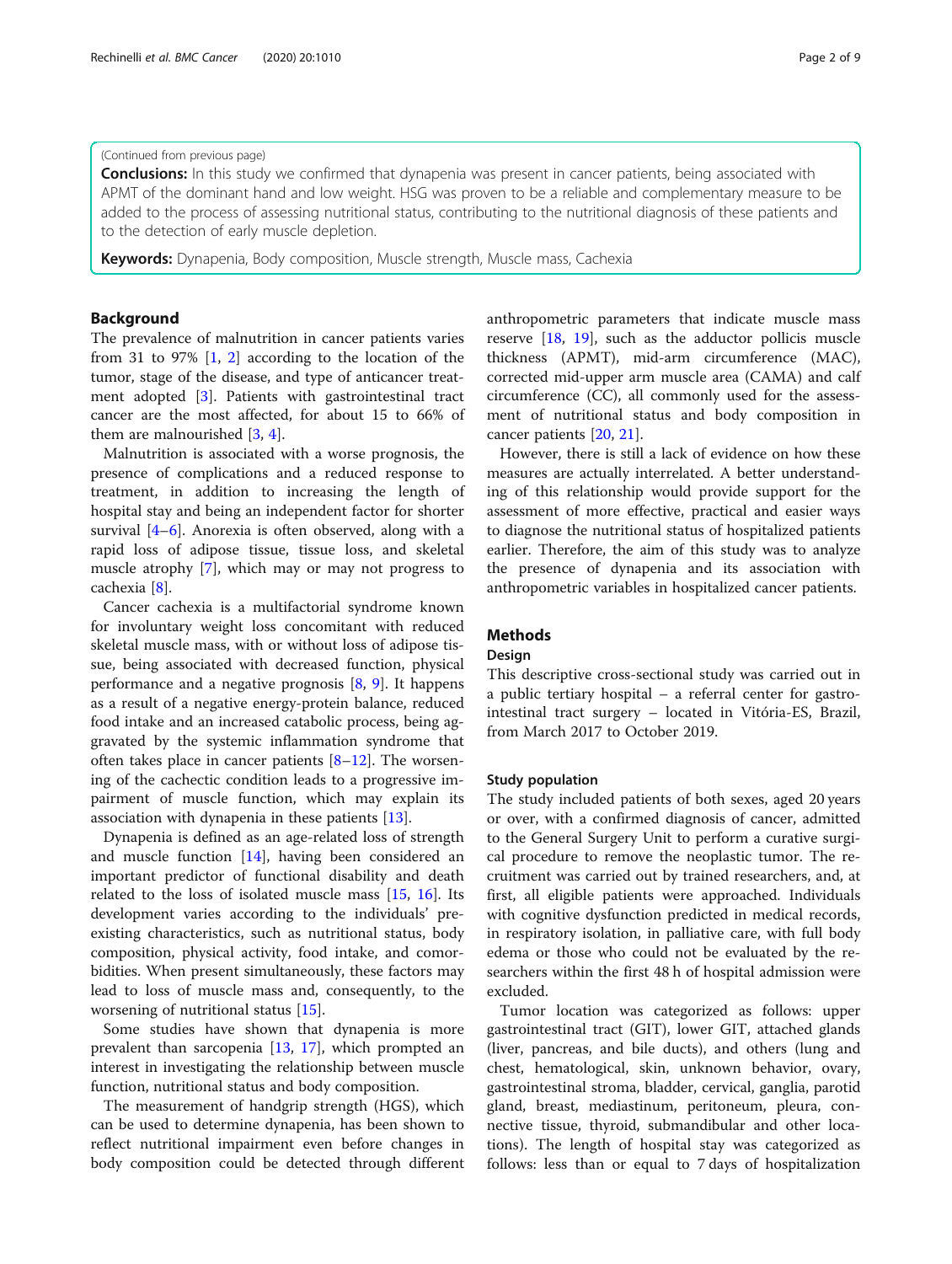(Continued from previous page)

**Conclusions:** In this study we confirmed that dynapenia was present in cancer patients, being associated with APMT of the dominant hand and low weight. HSG was proven to be a reliable and complementary measure to be added to the process of assessing nutritional status, contributing to the nutritional diagnosis of these patients and to the detection of early muscle depletion.

**Keywords:** Dynapenia, Body composition, Muscle strength, Muscle mass, Cachexia

## Background

The prevalence of malnutrition in cancer patients varies from 31 to 97% [1, 2] according to the location of the tumor, stage of the disease, and type of anticancer treatment adopted [3]. Patients with gastrointestinal tract cancer are the most affected, for about 15 to 66% of them are malnourished [3, 4].

Malnutrition is associated with a worse prognosis, the presence of complications and a reduced response to treatment, in addition to increasing the length of hospital stay and being an independent factor for shorter survival [4–6]. Anorexia is often observed, along with a rapid loss of adipose tissue, tissue loss, and skeletal muscle atrophy [7], which may or may not progress to cachexia [8].

Cancer cachexia is a multifactorial syndrome known for involuntary weight loss concomitant with reduced skeletal muscle mass, with or without loss of adipose tissue, being associated with decreased function, physical performance and a negative prognosis [8, 9]. It happens as a result of a negative energy-protein balance, reduced food intake and an increased catabolic process, being aggravated by the systemic inflammation syndrome that often takes place in cancer patients [8–12]. The worsening of the cachectic condition leads to a progressive impairment of muscle function, which may explain its association with dynapenia in these patients [13].

Dynapenia is defined as an age-related loss of strength and muscle function [14], having been considered an important predictor of functional disability and death related to the loss of isolated muscle mass [15, 16]. Its development varies according to the individuals' pre-existing characteristics, such as nutritional status, body composition, physical activity, food intake, and comorbidities. When present simultaneously, these factors may lead to loss of muscle mass and, consequently, to the worsening of nutritional status [15].

Some studies have shown that dynapenia is more prevalent than sarcopenia [13, 17], which prompted an interest in investigating the relationship between muscle function, nutritional status and body composition.

The measurement of handgrip strength (HGS), which can be used to determine dynapenia, has been shown to reflect nutritional impairment even before changes in body composition could be detected through different anthropometric parameters that indicate muscle mass reserve [18, 19], such as the adductor pollicis muscle thickness (APMT), mid-arm circumference (MAC), corrected mid-upper arm muscle area (CAMA) and calf circumference (CC), all commonly used for the assessment of nutritional status and body composition in cancer patients [20, 21].

However, there is still a lack of evidence on how these measures are actually interrelated. A better understanding of this relationship would provide support for the assessment of more effective, practical and easier ways to diagnose the nutritional status of hospitalized patients earlier. Therefore, the aim of this study was to analyze the presence of dynapenia and its association with anthropometric variables in hospitalized cancer patients.

## Methods

### Design

This descriptive cross-sectional study was carried out in a public tertiary hospital – a referral center for gastrointestinal tract surgery – located in Vitória-ES, Brazil, from March 2017 to October 2019.

### Study population

The study included patients of both sexes, aged 20 years or over, with a confirmed diagnosis of cancer, admitted to the General Surgery Unit to perform a curative surgical procedure to remove the neoplastic tumor. The recruitment was carried out by trained researchers, and, at first, all eligible patients were approached. Individuals with cognitive dysfunction predicted in medical records, in respiratory isolation, in palliative care, with full body edema or those who could not be evaluated by the researchers within the first 48 h of hospital admission were excluded.

Tumor location was categorized as follows: upper gastrointestinal tract (GIT), lower GIT, attached glands (liver, pancreas, and bile ducts), and others (lung and chest, hematological, skin, unknown behavior, ovary, gastrointestinal stroma, bladder, cervical, ganglia, parotid gland, breast, mediastinum, peritoneum, pleura, connective tissue, thyroid, submandibular and other locations). The length of hospital stay was categorized as follows: less than or equal to 7 days of hospitalization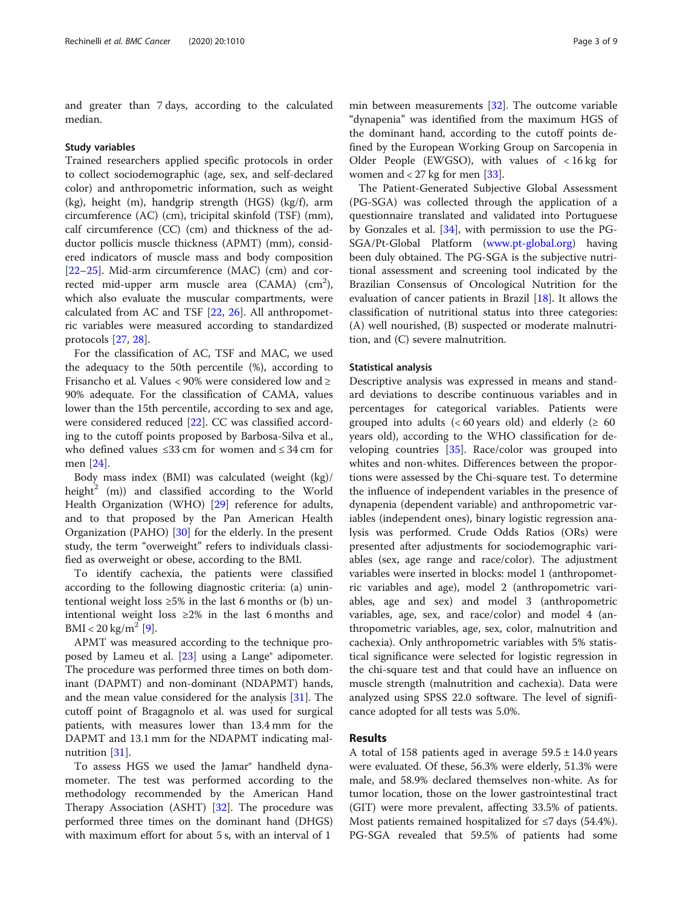and greater than 7 days, according to the calculated median.

### Study variables

Trained researchers applied specific protocols in order to collect sociodemographic (age, sex, and self-declared color) and anthropometric information, such as weight (kg), height (m), handgrip strength (HGS) (kg/f), arm circumference (AC) (cm), tricipital skinfold (TSF) (mm), calf circumference (CC) (cm) and thickness of the adductor pollicis muscle thickness (APMT) (mm), considered indicators of muscle mass and body composition [22–25]. Mid-arm circumference (MAC) (cm) and corrected mid-upper arm muscle area (CAMA) (cm$^2$), which also evaluate the muscular compartments, were calculated from AC and TSF [22, 26]. All anthropometric variables were measured according to standardized protocols [27, 28].

For the classification of AC, TSF and MAC, we used the adequacy to the 50th percentile (%), according to Frisancho et al. Values < 90% were considered low and ≥ 90% adequate. For the classification of CAMA, values lower than the 15th percentile, according to sex and age, were considered reduced [22]. CC was classified according to the cutoff points proposed by Barbosa-Silva et al., who defined values ≤33 cm for women and ≤ 34 cm for men [24].

Body mass index (BMI) was calculated (weight (kg)/height$^2$ (m)) and classified according to the World Health Organization (WHO) [29] reference for adults, and to that proposed by the Pan American Health Organization (PAHO) [30] for the elderly. In the present study, the term "overweight" refers to individuals classified as overweight or obese, according to the BMI.

To identify cachexia, the patients were classified according to the following diagnostic criteria: (a) unintentional weight loss ≥5% in the last 6 months or (b) unintentional weight loss ≥2% in the last 6 months and BMI < 20 kg/m$^2$ [9].

APMT was measured according to the technique proposed by Lameu et al. [23] using a Lange® adipometer. The procedure was performed three times on both dominant (DAPMT) and non-dominant (NDAPMT) hands, and the mean value considered for the analysis [31]. The cutoff point of Bragagnolo et al. was used for surgical patients, with measures lower than 13.4 mm for the DAPMT and 13.1 mm for the NDAPMT indicating malnutrition [31].

To assess HGS we used the Jamar® handheld dynamometer. The test was performed according to the methodology recommended by the American Hand Therapy Association (ASHT) [32]. The procedure was performed three times on the dominant hand (DHGS) with maximum effort for about 5 s, with an interval of 1 min between measurements [32]. The outcome variable "dynapenia" was identified from the maximum HGS of the dominant hand, according to the cutoff points defined by the European Working Group on Sarcopenia in Older People (EWGSO), with values of < 16 kg for women and < 27 kg for men [33].

The Patient-Generated Subjective Global Assessment (PG-SGA) was collected through the application of a questionnaire translated and validated into Portuguese by Gonzales et al. [34], with permission to use the PG-SGA/Pt-Global Platform (www.pt-global.org) having been duly obtained. The PG-SGA is the subjective nutritional assessment and screening tool indicated by the Brazilian Consensus of Oncological Nutrition for the evaluation of cancer patients in Brazil [18]. It allows the classification of nutritional status into three categories: (A) well nourished, (B) suspected or moderate malnutrition, and (C) severe malnutrition.

### Statistical analysis

Descriptive analysis was expressed in means and standard deviations to describe continuous variables and in percentages for categorical variables. Patients were grouped into adults (< 60 years old) and elderly (≥ 60 years old), according to the WHO classification for developing countries [35]. Race/color was grouped into whites and non-whites. Differences between the proportions were assessed by the Chi-square test. To determine the influence of independent variables in the presence of dynapenia (dependent variable) and anthropometric variables (independent ones), binary logistic regression analysis was performed. Crude Odds Ratios (ORs) were presented after adjustments for sociodemographic variables (sex, age range and race/color). The adjustment variables were inserted in blocks: model 1 (anthropometric variables and age), model 2 (anthropometric variables, age and sex) and model 3 (anthropometric variables, age, sex, and race/color) and model 4 (anthropometric variables, age, sex, color, malnutrition and cachexia). Only anthropometric variables with 5% statistical significance were selected for logistic regression in the chi-square test and that could have an influence on muscle strength (malnutrition and cachexia). Data were analyzed using SPSS 22.0 software. The level of significance adopted for all tests was 5.0%.

## Results

A total of 158 patients aged in average 59.5 ± 14.0 years were evaluated. Of these, 56.3% were elderly, 51.3% were male, and 58.9% declared themselves non-white. As for tumor location, those on the lower gastrointestinal tract (GIT) were more prevalent, affecting 33.5% of patients. Most patients remained hospitalized for ≤7 days (54.4%). PG-SGA revealed that 59.5% of patients had some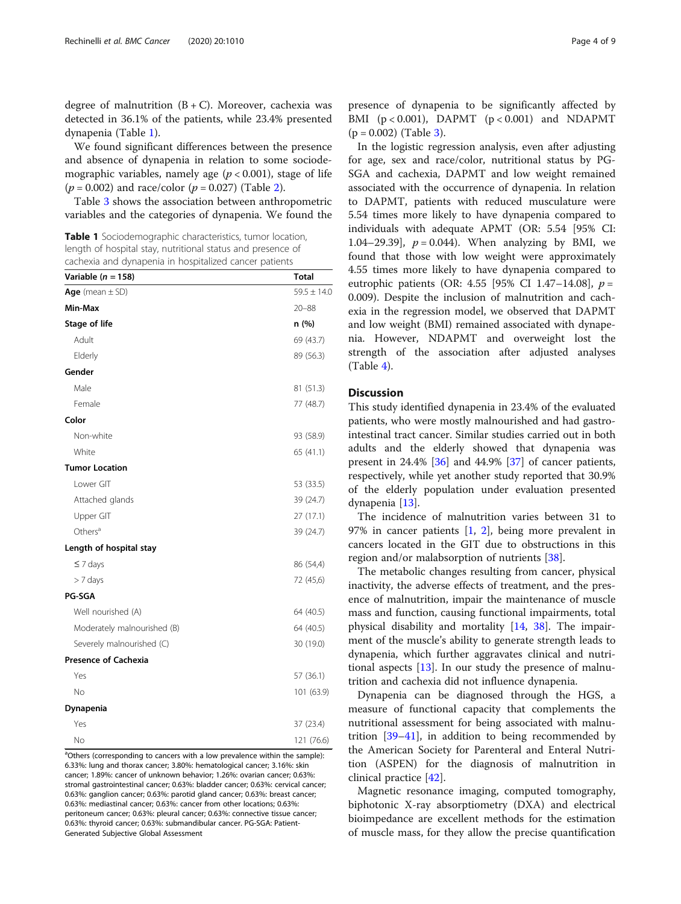degree of malnutrition (B + C). Moreover, cachexia was detected in 36.1% of the patients, while 23.4% presented dynapenia (Table 1).

We found significant differences between the presence and absence of dynapenia in relation to some sociodemographic variables, namely age ($p < 0.001$), stage of life ($p = 0.002$) and race/color ($p = 0.027$) (Table 2).

Table 3 shows the association between anthropometric variables and the categories of dynapenia. We found the presence of dynapenia to be significantly affected by BMI ($p < 0.001$), DAPMT ($p < 0.001$) and NDAPMT ($p = 0.002$) (Table 3).

**Table 1** Sociodemographic characteristics, tumor location, length of hospital stay, nutritional status and presence of cachexia and dynapenia in hospitalized cancer patients

| Variable ($n = 158$) | Total |
|---|---|
| **Age** (mean ± SD) | 59.5 ± 14.0 |
| **Min-Max** | 20–88 |
| **Stage of life** | n (%) |
| Adult | 69 (43.7) |
| Elderly | 89 (56.3) |
| **Gender** | |
| Male | 81 (51.3) |
| Female | 77 (48.7) |
| **Color** | |
| Non-white | 93 (58.9) |
| White | 65 (41.1) |
| **Tumor Location** | |
| Lower GIT | 53 (33.5) |
| Attached glands | 39 (24.7) |
| Upper GIT | 27 (17.1) |
| Others[a] | 39 (24.7) |
| **Length of hospital stay** | |
| ≤ 7 days | 86 (54,4) |
| > 7 days | 72 (45,6) |
| **PG-SGA** | |
| Well nourished (A) | 64 (40.5) |
| Moderately malnourished (B) | 64 (40.5) |
| Severely malnourished (C) | 30 (19.0) |
| **Presence of Cachexia** | |
| Yes | 57 (36.1) |
| No | 101 (63.9) |
| **Dynapenia** | |
| Yes | 37 (23.4) |
| No | 121 (76.6) |

[a]Others (corresponding to cancers with a low prevalence within the sample): 6.33%: lung and thorax cancer; 3.80%: hematological cancer; 3.16%: skin cancer; 1.89%: cancer of unknown behavior; 1.26%: ovarian cancer; 0.63%: stromal gastrointestinal cancer; 0.63%: bladder cancer; 0.63%: cervical cancer; 0.63%: ganglion cancer; 0.63%: parotid gland cancer; 0.63%: breast cancer; 0.63%: mediastinal cancer; 0.63%: cancer from other locations; 0.63%: peritoneum cancer; 0.63%: pleural cancer; 0.63%: connective tissue cancer; 0.63%: thyroid cancer; 0.63%: submandibular cancer. PG-SGA: Patient-Generated Subjective Global Assessment

In the logistic regression analysis, even after adjusting for age, sex and race/color, nutritional status by PG-SGA and cachexia, DAPMT and low weight remained associated with the occurrence of dynapenia. In relation to DAPMT, patients with reduced musculature were 5.54 times more likely to have dynapenia compared to individuals with adequate APMT (OR: 5.54 [95% CI: 1.04–29.39], $p = 0.044$). When analyzing by BMI, we found that those with low weight were approximately 4.55 times more likely to have dynapenia compared to eutrophic patients (OR: 4.55 [95% CI 1.47–14.08], $p = 0.009$). Despite the inclusion of malnutrition and cachexia in the regression model, we observed that DAPMT and low weight (BMI) remained associated with dynapenia. However, NDAPMT and overweight lost the strength of the association after adjusted analyses (Table 4).

## Discussion

This study identified dynapenia in 23.4% of the evaluated patients, who were mostly malnourished and had gastrointestinal tract cancer. Similar studies carried out in both adults and the elderly showed that dynapenia was present in 24.4% [36] and 44.9% [37] of cancer patients, respectively, while yet another study reported that 30.9% of the elderly population under evaluation presented dynapenia [13].

The incidence of malnutrition varies between 31 to 97% in cancer patients [1, 2], being more prevalent in cancers located in the GIT due to obstructions in this region and/or malabsorption of nutrients [38].

The metabolic changes resulting from cancer, physical inactivity, the adverse effects of treatment, and the presence of malnutrition, impair the maintenance of muscle mass and function, causing functional impairments, total physical disability and mortality [14, 38]. The impairment of the muscle's ability to generate strength leads to dynapenia, which further aggravates clinical and nutritional aspects [13]. In our study the presence of malnutrition and cachexia did not influence dynapenia.

Dynapenia can be diagnosed through the HGS, a measure of functional capacity that complements the nutritional assessment for being associated with malnutrition [39–41], in addition to being recommended by the American Society for Parenteral and Enteral Nutrition (ASPEN) for the diagnosis of malnutrition in clinical practice [42].

Magnetic resonance imaging, computed tomography, biphotonic X-ray absorptiometry (DXA) and electrical bioimpedance are excellent methods for the estimation of muscle mass, for they allow the precise quantification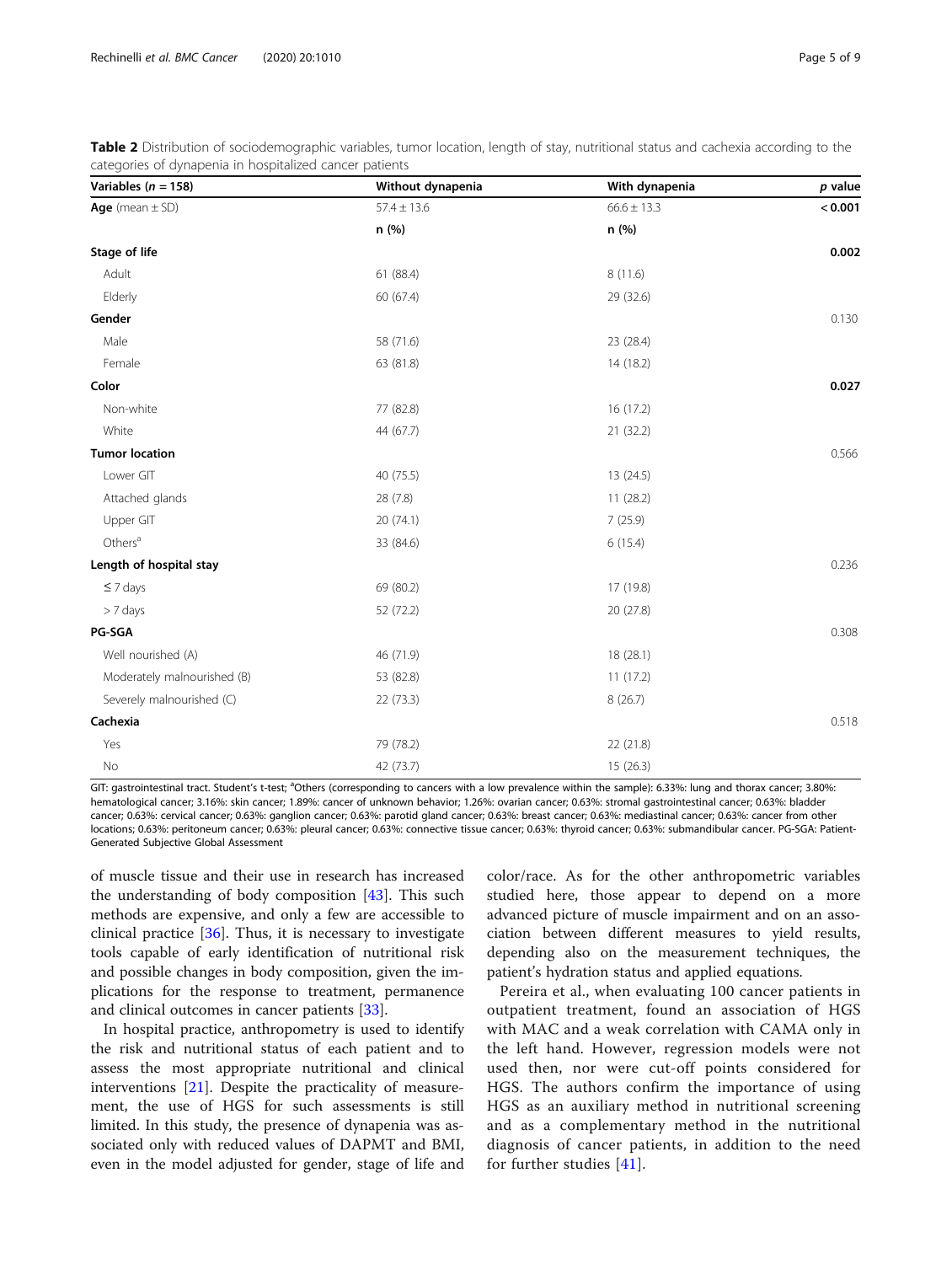**Table 2** Distribution of sociodemographic variables, tumor location, length of stay, nutritional status and cachexia according to the categories of dynapenia in hospitalized cancer patients

| Variables ($n = 158$) | Without dynapenia | With dynapenia | *p* value |
| --- | --- | --- | --- |
| **Age** (mean ± SD) | 57.4 ± 13.6 | 66.6 ± 13.3 | **< 0.001** |
| | **n (%)** | **n (%)** | |
| **Stage of life** | | | **0.002** |
| Adult | 61 (88.4) | 8 (11.6) | |
| Elderly | 60 (67.4) | 29 (32.6) | |
| **Gender** | | | 0.130 |
| Male | 58 (71.6) | 23 (28.4) | |
| Female | 63 (81.8) | 14 (18.2) | |
| **Color** | | | **0.027** |
| Non-white | 77 (82.8) | 16 (17.2) | |
| White | 44 (67.7) | 21 (32.2) | |
| **Tumor location** | | | 0.566 |
| Lower GIT | 40 (75.5) | 13 (24.5) | |
| Attached glands | 28 (7.8) | 11 (28.2) | |
| Upper GIT | 20 (74.1) | 7 (25.9) | |
| Others[a] | 33 (84.6) | 6 (15.4) | |
| **Length of hospital stay** | | | 0.236 |
| ≤ 7 days | 69 (80.2) | 17 (19.8) | |
| > 7 days | 52 (72.2) | 20 (27.8) | |
| **PG-SGA** | | | 0.308 |
| Well nourished (A) | 46 (71.9) | 18 (28.1) | |
| Moderately malnourished (B) | 53 (82.8) | 11 (17.2) | |
| Severely malnourished (C) | 22 (73.3) | 8 (26.7) | |
| **Cachexia** | | | 0.518 |
| Yes | 79 (78.2) | 22 (21.8) | |
| No | 42 (73.7) | 15 (26.3) | |

GIT: gastrointestinal tract. Student's t-test; [a]Others (corresponding to cancers with a low prevalence within the sample): 6.33%: lung and thorax cancer; 3.80%: hematological cancer; 3.16%: skin cancer; 1.89%: cancer of unknown behavior; 1.26%: ovarian cancer; 0.63%: stromal gastrointestinal cancer; 0.63%: bladder cancer; 0.63%: cervical cancer; 0.63%: ganglion cancer; 0.63%: parotid gland cancer; 0.63%: breast cancer; 0.63%: mediastinal cancer; 0.63%: cancer from other locations; 0.63%: peritoneum cancer; 0.63%: pleural cancer; 0.63%: connective tissue cancer; 0.63%: thyroid cancer; 0.63%: submandibular cancer. PG-SGA: Patient-Generated Subjective Global Assessment

of muscle tissue and their use in research has increased the understanding of body composition [43]. This such methods are expensive, and only a few are accessible to clinical practice [36]. Thus, it is necessary to investigate tools capable of early identification of nutritional risk and possible changes in body composition, given the implications for the response to treatment, permanence and clinical outcomes in cancer patients [33].

In hospital practice, anthropometry is used to identify the risk and nutritional status of each patient and to assess the most appropriate nutritional and clinical interventions [21]. Despite the practicality of measurement, the use of HGS for such assessments is still limited. In this study, the presence of dynapenia was associated only with reduced values of DAPMT and BMI, even in the model adjusted for gender, stage of life and color/race. As for the other anthropometric variables studied here, those appear to depend on a more advanced picture of muscle impairment and on an association between different measures to yield results, depending also on the measurement techniques, the patient's hydration status and applied equations.

Pereira et al., when evaluating 100 cancer patients in outpatient treatment, found an association of HGS with MAC and a weak correlation with CAMA only in the left hand. However, regression models were not used then, nor were cut-off points considered for HGS. The authors confirm the importance of using HGS as an auxiliary method in nutritional screening and as a complementary method in the nutritional diagnosis of cancer patients, in addition to the need for further studies [41].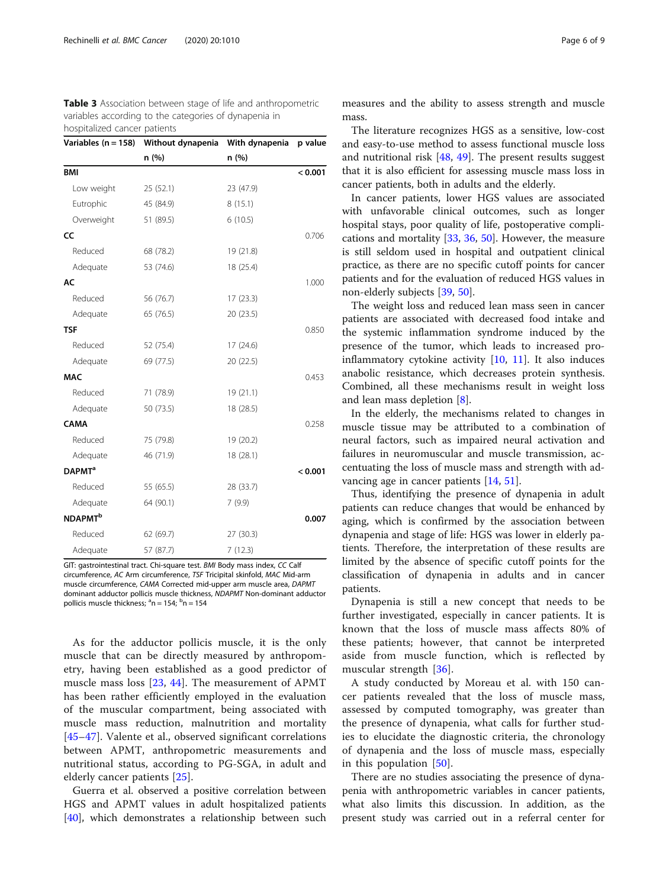**Table 3** Association between stage of life and anthropometric variables according to the categories of dynapenia in hospitalized cancer patients

| Variables (n = 158) | Without dynapenia | With dynapenia | p value |
|---|---|---|---|
| | n (%) | n (%) | |
| **BMI** | | | **< 0.001** |
| Low weight | 25 (52.1) | 23 (47.9) | |
| Eutrophic | 45 (84.9) | 8 (15.1) | |
| Overweight | 51 (89.5) | 6 (10.5) | |
| **CC** | | | 0.706 |
| Reduced | 68 (78.2) | 19 (21.8) | |
| Adequate | 53 (74.6) | 18 (25.4) | |
| **AC** | | | 1.000 |
| Reduced | 56 (76.7) | 17 (23.3) | |
| Adequate | 65 (76.5) | 20 (23.5) | |
| **TSF** | | | 0.850 |
| Reduced | 52 (75.4) | 17 (24.6) | |
| Adequate | 69 (77.5) | 20 (22.5) | |
| **MAC** | | | 0.453 |
| Reduced | 71 (78.9) | 19 (21.1) | |
| Adequate | 50 (73.5) | 18 (28.5) | |
| **CAMA** | | | 0.258 |
| Reduced | 75 (79.8) | 19 (20.2) | |
| Adequate | 46 (71.9) | 18 (28.1) | |
| **DAPMT**[a] | | | **< 0.001** |
| Reduced | 55 (65.5) | 28 (33.7) | |
| Adequate | 64 (90.1) | 7 (9.9) | |
| **NDAPMT**[b] | | | **0.007** |
| Reduced | 62 (69.7) | 27 (30.3) | |
| Adequate | 57 (87.7) | 7 (12.3) | |

GIT: gastrointestinal tract. Chi-square test. *BMI* Body mass index, *CC* Calf circumference, *AC* Arm circumference, *TSF* Tricipital skinfold, *MAC* Mid-arm muscle circumference, *CAMA* Corrected mid-upper arm muscle area, *DAPMT* dominant adductor pollicis muscle thickness, *NDAPMT* Non-dominant adductor pollicis muscle thickness; [a]n = 154; [b]n = 154

As for the adductor pollicis muscle, it is the only muscle that can be directly measured by anthropometry, having been established as a good predictor of muscle mass loss [23, 44]. The measurement of APMT has been rather efficiently employed in the evaluation of the muscular compartment, being associated with muscle mass reduction, malnutrition and mortality [45–47]. Valente et al., observed significant correlations between APMT, anthropometric measurements and nutritional status, according to PG-SGA, in adult and elderly cancer patients [25].

Guerra et al. observed a positive correlation between HGS and APMT values in adult hospitalized patients [40], which demonstrates a relationship between such measures and the ability to assess strength and muscle mass.

The literature recognizes HGS as a sensitive, low-cost and easy-to-use method to assess functional muscle loss and nutritional risk [48, 49]. The present results suggest that it is also efficient for assessing muscle mass loss in cancer patients, both in adults and the elderly.

In cancer patients, lower HGS values are associated with unfavorable clinical outcomes, such as longer hospital stays, poor quality of life, postoperative complications and mortality [33, 36, 50]. However, the measure is still seldom used in hospital and outpatient clinical practice, as there are no specific cutoff points for cancer patients and for the evaluation of reduced HGS values in non-elderly subjects [39, 50].

The weight loss and reduced lean mass seen in cancer patients are associated with decreased food intake and the systemic inflammation syndrome induced by the presence of the tumor, which leads to increased pro-inflammatory cytokine activity [10, 11]. It also induces anabolic resistance, which decreases protein synthesis. Combined, all these mechanisms result in weight loss and lean mass depletion [8].

In the elderly, the mechanisms related to changes in muscle tissue may be attributed to a combination of neural factors, such as impaired neural activation and failures in neuromuscular and muscle transmission, accentuating the loss of muscle mass and strength with advancing age in cancer patients [14, 51].

Thus, identifying the presence of dynapenia in adult patients can reduce changes that would be enhanced by aging, which is confirmed by the association between dynapenia and stage of life: HGS was lower in elderly patients. Therefore, the interpretation of these results are limited by the absence of specific cutoff points for the classification of dynapenia in adults and in cancer patients.

Dynapenia is still a new concept that needs to be further investigated, especially in cancer patients. It is known that the loss of muscle mass affects 80% of these patients; however, that cannot be interpreted aside from muscle function, which is reflected by muscular strength [36].

A study conducted by Moreau et al. with 150 cancer patients revealed that the loss of muscle mass, assessed by computed tomography, was greater than the presence of dynapenia, what calls for further studies to elucidate the diagnostic criteria, the chronology of dynapenia and the loss of muscle mass, especially in this population [50].

There are no studies associating the presence of dynapenia with anthropometric variables in cancer patients, what also limits this discussion. In addition, as the present study was carried out in a referral center for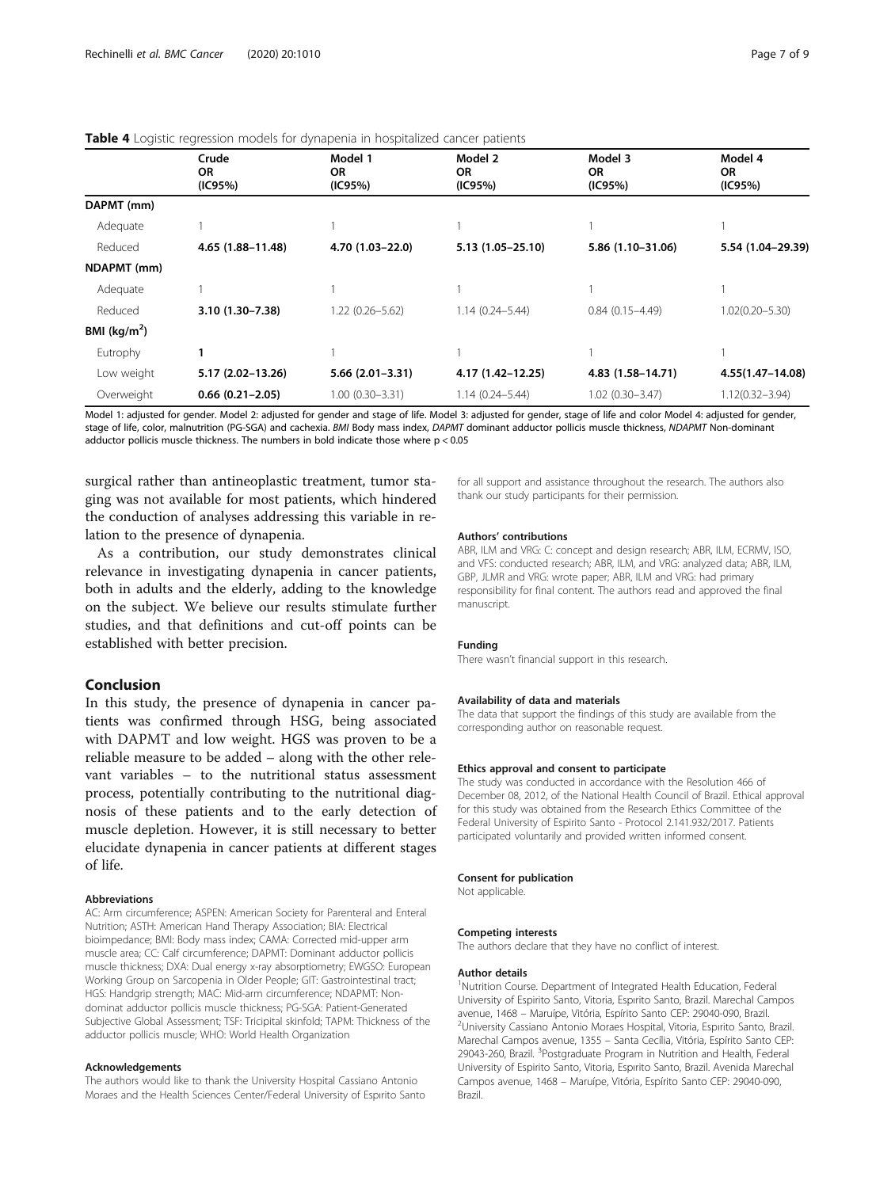**Table 4** Logistic regression models for dynapenia in hospitalized cancer patients

| | Crude OR (IC95%) | Model 1 OR (IC95%) | Model 2 OR (IC95%) | Model 3 OR (IC95%) | Model 4 OR (IC95%) |
|---|---|---|---|---|---|
| **DAPMT (mm)** | | | | | |
| Adequate | 1 | 1 | 1 | 1 | 1 |
| Reduced | **4.65 (1.88–11.48)** | **4.70 (1.03–22.0)** | **5.13 (1.05–25.10)** | **5.86 (1.10–31.06)** | **5.54 (1.04–29.39)** |
| **NDAPMT (mm)** | | | | | |
| Adequate | 1 | 1 | 1 | 1 | 1 |
| Reduced | **3.10 (1.30–7.38)** | 1.22 (0.26–5.62) | 1.14 (0.24–5.44) | 0.84 (0.15–4.49) | 1.02(0.20–5.30) |
| **BMI (kg/m$^2$)** | | | | | |
| Eutrophy | **1** | 1 | 1 | 1 | 1 |
| Low weight | **5.17 (2.02–13.26)** | **5.66 (2.01–3.31)** | **4.17 (1.42–12.25)** | **4.83 (1.58–14.71)** | **4.55(1.47–14.08)** |
| Overweight | **0.66 (0.21–2.05)** | 1.00 (0.30–3.31) | 1.14 (0.24–5.44) | 1.02 (0.30–3.47) | 1.12(0.32–3.94) |

Model 1: adjusted for gender. Model 2: adjusted for gender and stage of life. Model 3: adjusted for gender, stage of life and color Model 4: adjusted for gender, stage of life, color, malnutrition (PG-SGA) and cachexia. *BMI* Body mass index, *DAPMT* dominant adductor pollicis muscle thickness, *NDAPMT* Non-dominant adductor pollicis muscle thickness. The numbers in bold indicate those where $p < 0.05$

surgical rather than antineoplastic treatment, tumor staging was not available for most patients, which hindered the conduction of analyses addressing this variable in relation to the presence of dynapenia.

As a contribution, our study demonstrates clinical relevance in investigating dynapenia in cancer patients, both in adults and the elderly, adding to the knowledge on the subject. We believe our results stimulate further studies, and that definitions and cut-off points can be established with better precision.

## Conclusion

In this study, the presence of dynapenia in cancer patients was confirmed through HSG, being associated with DAPMT and low weight. HGS was proven to be a reliable measure to be added – along with the other relevant variables – to the nutritional status assessment process, potentially contributing to the nutritional diagnosis of these patients and to the early detection of muscle depletion. However, it is still necessary to better elucidate dynapenia in cancer patients at different stages of life.

#### Abbreviations

AC: Arm circumference; ASPEN: American Society for Parenteral and Enteral Nutrition; ASTH: American Hand Therapy Association; BIA: Electrical bioimpedance; BMI: Body mass index; CAMA: Corrected mid-upper arm muscle area; CC: Calf circumference; DAPMT: Dominant adductor pollicis muscle thickness; DXA: Dual energy x-ray absorptiometry; EWGSO: European Working Group on Sarcopenia in Older People; GIT: Gastrointestinal tract; HGS: Handgrip strength; MAC: Mid-arm circumference; NDAPMT: Non-dominat adductor pollicis muscle thickness; PG-SGA: Patient-Generated Subjective Global Assessment; TSF: Tricipital skinfold; TAPM: Thickness of the adductor pollicis muscle; WHO: World Health Organization

#### Acknowledgements

The authors would like to thank the University Hospital Cassiano Antonio Moraes and the Health Sciences Center/Federal University of Espırito Santo for all support and assistance throughout the research. The authors also thank our study participants for their permission.

#### Authors' contributions

ABR, ILM and VRG: C: concept and design research; ABR, ILM, ECRMV, ISO, and VFS: conducted research; ABR, ILM, and VRG: analyzed data; ABR, ILM, GBP, JLMR and VRG: wrote paper; ABR, ILM and VRG: had primary responsibility for final content. The authors read and approved the final manuscript.

#### Funding

There wasn't financial support in this research.

#### Availability of data and materials

The data that support the findings of this study are available from the corresponding author on reasonable request.

#### Ethics approval and consent to participate

The study was conducted in accordance with the Resolution 466 of December 08, 2012, of the National Health Council of Brazil. Ethical approval for this study was obtained from the Research Ethics Committee of the Federal University of Espirito Santo - Protocol 2.141.932/2017. Patients participated voluntarily and provided written informed consent.

#### Consent for publication

Not applicable.

#### Competing interests

The authors declare that they have no conflict of interest.

#### Author details

[1]Nutrition Course. Department of Integrated Health Education, Federal University of Espirito Santo, Vitoria, Espırito Santo, Brazil. Marechal Campos avenue, 1468 – Maruípe, Vitória, Espírito Santo CEP: 29040-090, Brazil. [2]University Cassiano Antonio Moraes Hospital, Vitoria, Espırito Santo, Brazil. Marechal Campos avenue, 1355 – Santa Cecília, Vitória, Espírito Santo CEP: 29043-260, Brazil. [3]Postgraduate Program in Nutrition and Health, Federal University of Espirito Santo, Vitoria, Espırito Santo, Brazil. Avenida Marechal Campos avenue, 1468 – Maruípe, Vitória, Espírito Santo CEP: 29040-090, Brazil.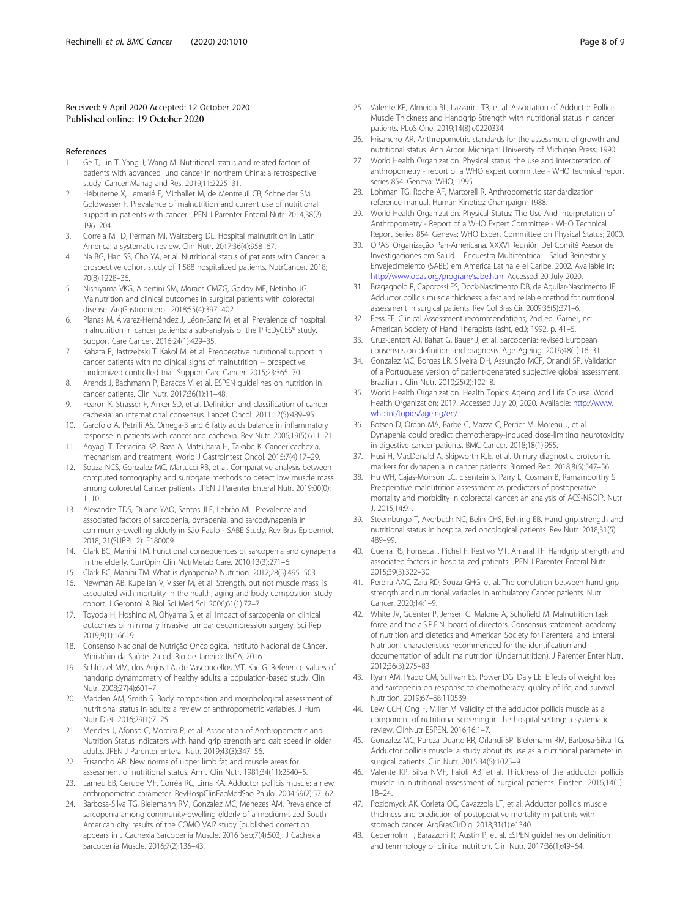Received: 9 April 2020 Accepted: 12 October 2020
Published online: 19 October 2020

## References

1. Ge T, Lin T, Yang J, Wang M. Nutritional status and related factors of patients with advanced lung cancer in northern China: a retrospective study. Cancer Manag and Res. 2019;11:2225–31.
2. Hébuterne X, Lemarié E, Michallet M, de Mentreuil CB, Schneider SM, Goldwasser F. Prevalance of malnutrition and current use of nutritional support in patients with cancer. JPEN J Parenter Enteral Nutr. 2014;38(2): 196–204.
3. Correia MITD, Perman MI, Waitzberg DL. Hospital malnutrition in Latin America: a systematic review. Clin Nutr. 2017;36(4):958–67.
4. Na BG, Han SS, Cho YA, et al. Nutritional status of patients with Cancer: a prospective cohort study of 1,588 hospitalized patients. NutrCancer. 2018; 70(8):1228–36.
5. Nishiyama VKG, Albertini SM, Moraes CMZG, Godoy MF, Netinho JG. Malnutrition and clinical outcomes in surgical patients with colorectal disease. ArqGastroenterol. 2018;55(4):397–402.
6. Planas M, Álvarez-Hernández J, Léon-Sanz M, et al. Prevalence of hospital malnutrition in cancer patients: a sub-analysis of the PREDyCES® study. Support Care Cancer. 2016;24(1):429–35.
7. Kabata P, Jastrzebski T, Kakol M, et al. Preoperative nutritional support in cancer patients with no clinical signs of malnutrition -- prospective randomized controlled trial. Support Care Cancer. 2015;23:365–70.
8. Arends J, Bachmann P, Baracos V, et al. ESPEN guidelines on nutrition in cancer patients. Clin Nutr. 2017;36(1):11–48.
9. Fearon K, Strasser F, Anker SD, et al. Definition and classification of cancer cachexia: an international consensus. Lancet Oncol. 2011;12(5):489–95.
10. Garofolo A, Petrilli AS. Omega-3 and 6 fatty acids balance in inflammatory response in patients with cancer and cachexia. Rev Nutr. 2006;19(5):611–21.
11. Aoyagi T, Terracina KP, Raza A, Matsubara H, Takabe K. Cancer cachexia, mechanism and treatment. World J Gastrointest Oncol. 2015;7(4):17–29.
12. Souza NCS, Gonzalez MC, Martucci RB, et al. Comparative analysis between computed tomography and surrogate methods to detect low muscle mass among colorectal Cancer patients. JPEN J Parenter Enteral Nutr. 2019;00(0): 1–10.
13. Alexandre TDS, Duarte YAO, Santos JLF, Lebrão ML. Prevalence and associated factors of sarcopenia, dynapenia, and sarcodynapenia in community-dwelling elderly in São Paulo - SABE Study. Rev Bras Epidemiol. 2018; 21(SUPPL 2): E180009.
14. Clark BC, Manini TM. Functional consequences of sarcopenia and dynapenia in the elderly. CurrOpin Clin NutrMetab Care. 2010;13(3):271–6.
15. Clark BC, Manini TM. What is dynapenia? Nutrition. 2012;28(5):495–503.
16. Newman AB, Kupelian V, Visser M, et al. Strength, but not muscle mass, is associated with mortality in the health, aging and body composition study cohort. J Gerontol A Biol Sci Med Sci. 2006;61(1):72–7.
17. Toyoda H, Hoshino M, Ohyama S, et al. Impact of sarcopenia on clinical outcomes of minimally invasive lumbar decompression surgery. Sci Rep. 2019;9(1):16619.
18. Consenso Nacional de Nutrição Oncológica. Instituto Nacional de Câncer. Ministério da Saúde. 2a ed. Rio de Janeiro: INCA; 2016.
19. Schlüssel MM, dos Anjos LA, de Vasconcellos MT, Kac G. Reference values of handgrip dynamometry of healthy adults: a population-based study. Clin Nutr. 2008;27(4):601–7.
20. Madden AM, Smith S. Body composition and morphological assessment of nutritional status in adults: a review of anthropometric variables. J Hum Nutr Diet. 2016;29(1):7–25.
21. Mendes J, Afonso C, Moreira P, et al. Association of Anthropometric and Nutrition Status Indicators with hand grip strength and gait speed in older adults. JPEN J Parenter Enteral Nutr. 2019;43(3):347–56.
22. Frisancho AR. New norms of upper limb fat and muscle areas for assessment of nutritional status. Am J Clin Nutr. 1981;34(11):2540–5.
23. Lameu EB, Gerude MF, Corrêa RC, Lima KA. Adductor pollicis muscle: a new anthropometric parameter. RevHospClinFacMedSao Paulo. 2004;59(2):57–62.
24. Barbosa-Silva TG, Bielemann RM, Gonzalez MC, Menezes AM. Prevalence of sarcopenia among community-dwelling elderly of a medium-sized South American city: results of the COMO VAI? study [published correction appears in J Cachexia Sarcopenia Muscle. 2016 Sep;7(4):503]. J Cachexia Sarcopenia Muscle. 2016;7(2):136–43.
25. Valente KP, Almeida BL, Lazzarini TR, et al. Association of Adductor Pollicis Muscle Thickness and Handgrip Strength with nutritional status in cancer patients. PLoS One. 2019;14(8):e0220334.
26. Frisancho AR. Anthropometric standards for the assessment of growth and nutritional status. Ann Arbor, Michigan: University of Michigan Press; 1990.
27. World Health Organization. Physical status: the use and interpretation of anthropometry - report of a WHO expert committee - WHO technical report series 854. Geneva: WHO; 1995.
28. Lohman TG, Roche AF, Martorell R. Anthropometric standardization reference manual. Human Kinetics: Champaign; 1988.
29. World Health Organization. Physical Status: The Use And Interpretation of Anthropometry - Report of a WHO Expert Committee - WHO Technical Report Series 854. Geneva: WHO Expert Committee on Physical Status; 2000.
30. OPAS. Organização Pan-Americana. XXXVI Reunión Del Comitê Asesor de Investigaciones em Salud – Encuestra Multicêntrica – Salud Beinestar y Envejecimeiento (SABE) em América Latina e el Caribe. 2002. Available in: http://www.opas.org/program/sabe.htm. Accessed 20 July 2020.
31. Bragagnolo R, Caporossi FS, Dock-Nascimento DB, de Aguilar-Nascimento JE. Adductor pollicis muscle thickness: a fast and reliable method for nutritional assessment in surgical patients. Rev Col Bras Cir. 2009;36(5):371–6.
32. Fess EE. Clinical Assessment recommendations, 2nd ed. Garner, nc: American Society of Hand Therapists (asht, ed.); 1992. p. 41–5.
33. Cruz-Jentoft AJ, Bahat G, Bauer J, et al. Sarcopenia: revised European consensus on definition and diagnosis. Age Ageing. 2019;48(1):16–31.
34. Gonzalez MC, Borges LR, Silveira DH, Assunção MCF, Orlandi SP. Validation of a Portuguese version of patient-generated subjective global assessment. Brazilian J Clin Nutr. 2010;25(2):102–8.
35. World Health Organization. Health Topics: Ageing and Life Course. World Health Organization; 2017. Accessed July 20, 2020. Available: http://www.who.int/topics/ageing/en/.
36. Botsen D, Ordan MA, Barbe C, Mazza C, Perrier M, Moreau J, et al. Dynapenia could predict chemotherapy-induced dose-limiting neurotoxicity in digestive cancer patients. BMC Cancer. 2018;18(1):955.
37. Husi H, MacDonald A, Skipworth RJE, et al. Urinary diagnostic proteomic markers for dynapenia in cancer patients. Biomed Rep. 2018;8(6):547–56.
38. Hu WH, Cajas-Monson LC, Eisenstein S, Parry L, Cosman B, Ramamoorthy S. Preoperative malnutrition assessment as predictors of postoperative mortality and morbidity in colorectal cancer: an analysis of ACS-NSQIP. Nutr J. 2015;14:91.
39. Steemburgo T, Averbuch NC, Belin CHS, Behling EB. Hand grip strength and nutritional status in hospitalized oncological patients. Rev Nutr. 2018;31(5): 489–99.
40. Guerra RS, Fonseca I, Pichel F, Restivo MT, Amaral TF. Handgrip strength and associated factors in hospitalized patients. JPEN J Parenter Enteral Nutr. 2015;39(3):322–30.
41. Pereira AAC, Zaia RD, Souza GHG, et al. The correlation between hand grip strength and nutritional variables in ambulatory Cancer patients. Nutr Cancer. 2020;14:1–9.
42. White JV, Guenter P, Jensen G, Malone A, Schofield M. Malnutrition task force and the a.S.P.E.N. board of directors. Consensus statement: academy of nutrition and dietetics and American Society for Parenteral and Enteral Nutrition: characteristics recommended for the identification and documentation of adult malnutrition (Undernutrition). J Parenter Enter Nutr. 2012;36(3):275–83.
43. Ryan AM, Prado CM, Sullivan ES, Power DG, Daly LE. Effects of weight loss and sarcopenia on response to chemotherapy, quality of life, and survival. Nutrition. 2019;67–68:110539.
44. Lew CCH, Ong F, Miller M. Validity of the adductor pollicis muscle as a component of nutritional screening in the hospital setting: a systematic review. ClinNutr ESPEN. 2016;16:1–7.
45. Gonzalez MC, Pureza Duarte RR, Orlandi SP, Bielemann RM, Barbosa-Silva TG. Adductor pollicis muscle: a study about its use as a nutritional parameter in surgical patients. Clin Nutr. 2015;34(5):1025–9.
46. Valente KP, Silva NMF, Faioli AB, et al. Thickness of the adductor pollicis muscle in nutritional assessment of surgical patients. Einsten. 2016;14(1): 18–24.
47. Poziomyck AK, Corleta OC, Cavazzola LT, et al. Adductor pollicis muscle thickness and prediction of postoperative mortality in patients with stomach cancer. ArqBrasCirDig. 2018;31(1):e1340.
48. Cederholm T, Barazzoni R, Austin P, et al. ESPEN guidelines on definition and terminology of clinical nutrition. Clin Nutr. 2017;36(1):49–64.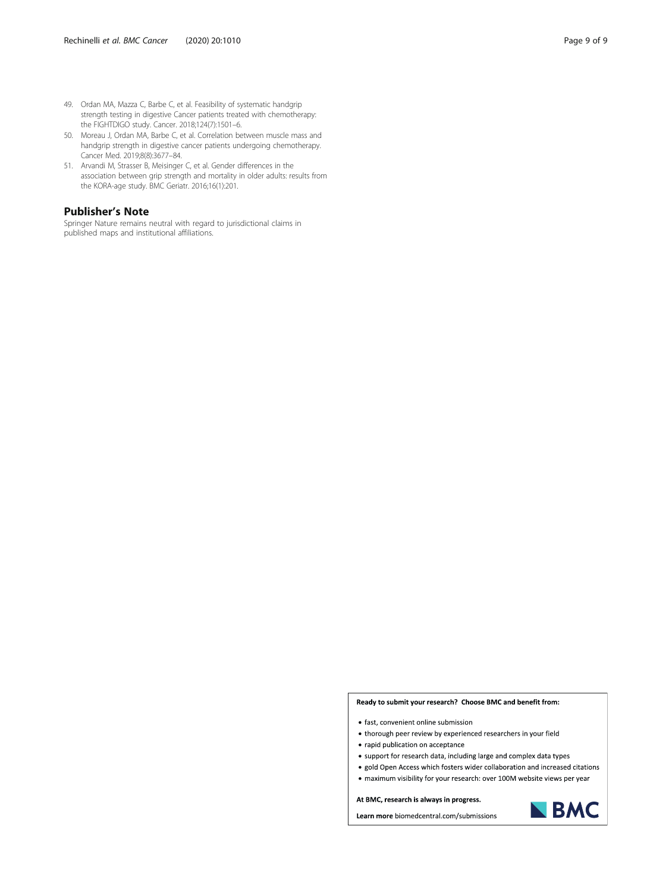49. Ordan MA, Mazza C, Barbe C, et al. Feasibility of systematic handgrip strength testing in digestive Cancer patients treated with chemotherapy: the FIGHTDIGO study. Cancer. 2018;124(7):1501–6.
50. Moreau J, Ordan MA, Barbe C, et al. Correlation between muscle mass and handgrip strength in digestive cancer patients undergoing chemotherapy. Cancer Med. 2019;8(8):3677–84.
51. Arvandi M, Strasser B, Meisinger C, et al. Gender differences in the association between grip strength and mortality in older adults: results from the KORA-age study. BMC Geriatr. 2016;16(1):201.

## Publisher's Note

Springer Nature remains neutral with regard to jurisdictional claims in published maps and institutional affiliations.

**Ready to submit your research? Choose BMC and benefit from:**

- fast, convenient online submission
- thorough peer review by experienced researchers in your field
- rapid publication on acceptance
- support for research data, including large and complex data types
- gold Open Access which fosters wider collaboration and increased citations
- maximum visibility for your research: over 100M website views per year

**At BMC, research is always in progress.**

**Learn more** biomedcentral.com/submissions

BMC